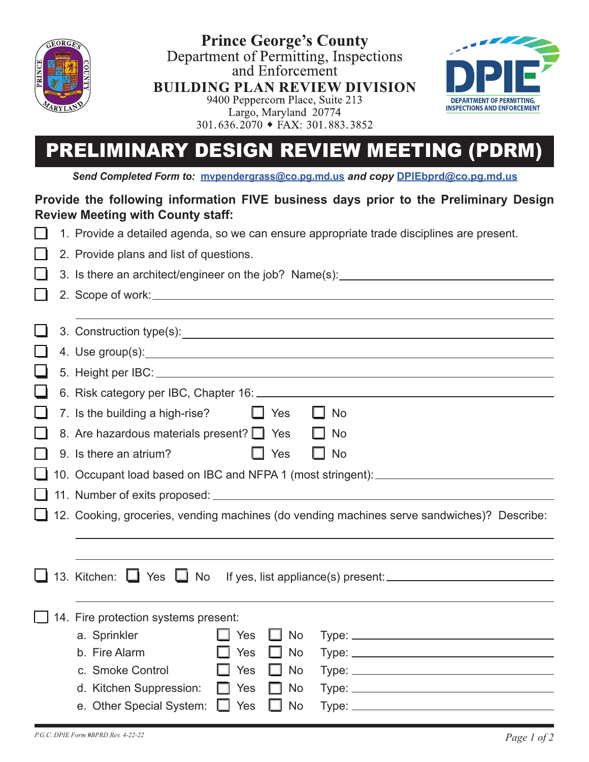# Prince George's County

Department of Permitting, Inspections and Enforcement

**BUILDING PLAN REVIEW DIVISION**

9400 Peppercorn Place, Suite 213
Largo, Maryland 20774
301.636.2070 ◆ FAX: 301.883.3852

DPIE
DEPARTMENT OF PERMITTING, INSPECTIONS AND ENFORCEMENT

# PRELIMINARY DESIGN REVIEW MEETING (PDRM)

***Send Completed Form to:*** **mvpendergrass@co.pg.md.us** ***and copy*** **DPIEbprd@co.pg.md.us**

**Provide the following information FIVE business days prior to the Preliminary Design Review Meeting with County staff:**

- ☐ 1. Provide a detailed agenda, so we can ensure appropriate trade disciplines are present.
- ☐ 2. Provide plans and list of questions.
- ☐ 3. Is there an architect/engineer on the job? Name(s): ______________________
- ☐ 2. Scope of work: ______________________
- ☐ 3. Construction type(s): ______________________
- ☐ 4. Use group(s): ______________________
- ☐ 5. Height per IBC: ______________________
- ☐ 6. Risk category per IBC, Chapter 16: ______________________
- ☐ 7. Is the building a high-rise? ☐ Yes ☐ No
- ☐ 8. Are hazardous materials present? ☐ Yes ☐ No
- ☐ 9. Is there an atrium? ☐ Yes ☐ No
- ☐ 10. Occupant load based on IBC and NFPA 1 (most stringent): ______________________
- ☐ 11. Number of exits proposed: ______________________
- ☐ 12. Cooking, groceries, vending machines (do vending machines serve sandwiches)? Describe: ______________________
- ☐ 13. Kitchen: ☐ Yes ☐ No If yes, list appliance(s) present: ______________________
- ☐ 14. Fire protection systems present:

| | | | |
|---|---|---|---|
| a. Sprinkler | ☐ Yes | ☐ No | Type: ______ |
| b. Fire Alarm | ☐ Yes | ☐ No | Type: ______ |
| c. Smoke Control | ☐ Yes | ☐ No | Type: ______ |
| d. Kitchen Suppression: | ☐ Yes | ☐ No | Type: ______ |
| e. Other Special System: | ☐ Yes | ☐ No | Type: ______ |

*P.G.C. DPIE Form #BPRD Rev. 4-22-22*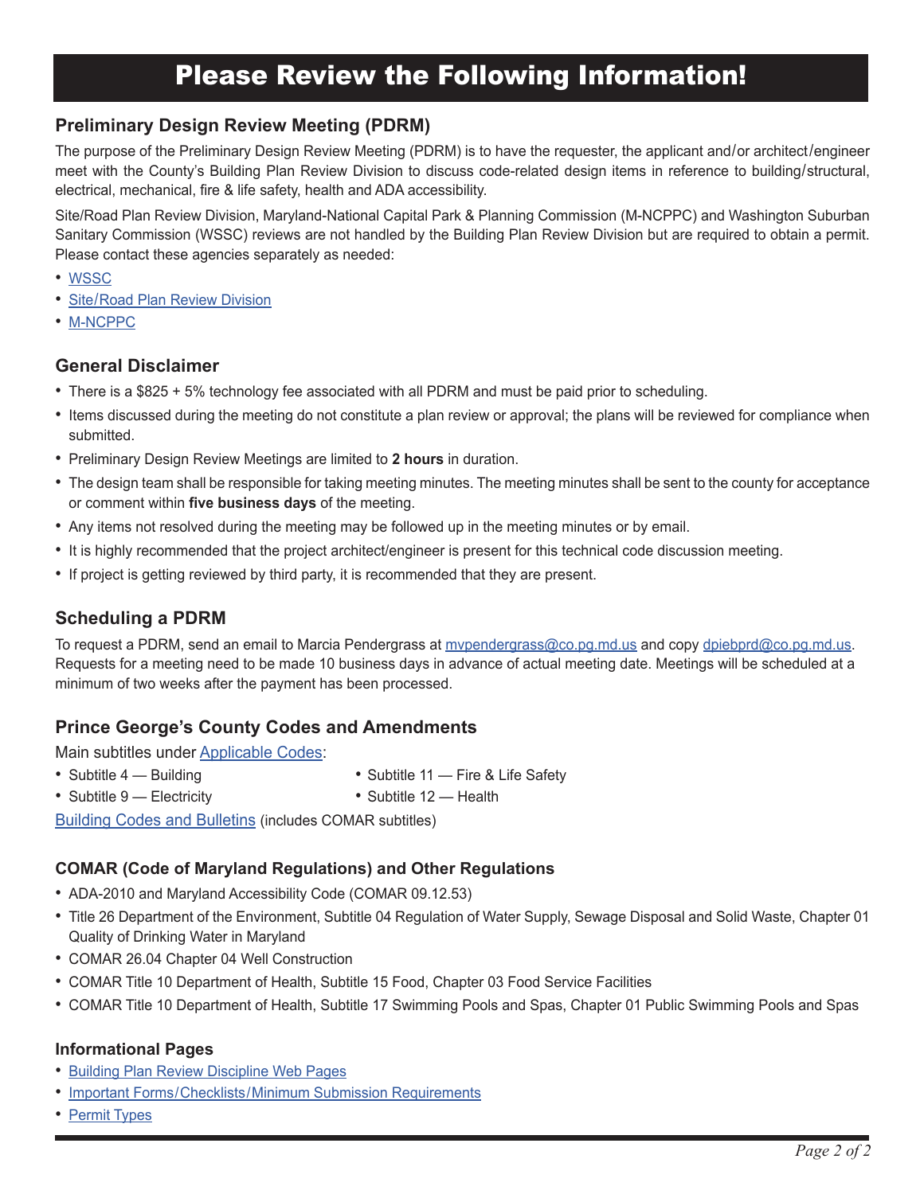# Please Review the Following Information!

## Preliminary Design Review Meeting (PDRM)

The purpose of the Preliminary Design Review Meeting (PDRM) is to have the requester, the applicant and/or architect/engineer meet with the County's Building Plan Review Division to discuss code-related design items in reference to building/structural, electrical, mechanical, fire & life safety, health and ADA accessibility.

Site/Road Plan Review Division, Maryland-National Capital Park & Planning Commission (M-NCPPC) and Washington Suburban Sanitary Commission (WSSC) reviews are not handled by the Building Plan Review Division but are required to obtain a permit. Please contact these agencies separately as needed:

- WSSC
- Site/Road Plan Review Division
- M-NCPPC

## General Disclaimer

- There is a $825 + 5% technology fee associated with all PDRM and must be paid prior to scheduling.
- Items discussed during the meeting do not constitute a plan review or approval; the plans will be reviewed for compliance when submitted.
- Preliminary Design Review Meetings are limited to **2 hours** in duration.
- The design team shall be responsible for taking meeting minutes. The meeting minutes shall be sent to the county for acceptance or comment within **five business days** of the meeting.
- Any items not resolved during the meeting may be followed up in the meeting minutes or by email.
- It is highly recommended that the project architect/engineer is present for this technical code discussion meeting.
- If project is getting reviewed by third party, it is recommended that they are present.

## Scheduling a PDRM

To request a PDRM, send an email to Marcia Pendergrass at mvpendergrass@co.pg.md.us and copy dpiebprd@co.pg.md.us. Requests for a meeting need to be made 10 business days in advance of actual meeting date. Meetings will be scheduled at a minimum of two weeks after the payment has been processed.

## Prince George's County Codes and Amendments

Main subtitles under Applicable Codes:

- Subtitle 4 — Building
- Subtitle 9 — Electricity
- Subtitle 11 — Fire & Life Safety
- Subtitle 12 — Health

Building Codes and Bulletins (includes COMAR subtitles)

### COMAR (Code of Maryland Regulations) and Other Regulations

- ADA-2010 and Maryland Accessibility Code (COMAR 09.12.53)
- Title 26 Department of the Environment, Subtitle 04 Regulation of Water Supply, Sewage Disposal and Solid Waste, Chapter 01 Quality of Drinking Water in Maryland
- COMAR 26.04 Chapter 04 Well Construction
- COMAR Title 10 Department of Health, Subtitle 15 Food, Chapter 03 Food Service Facilities
- COMAR Title 10 Department of Health, Subtitle 17 Swimming Pools and Spas, Chapter 01 Public Swimming Pools and Spas

### Informational Pages

- Building Plan Review Discipline Web Pages
- Important Forms/Checklists/Minimum Submission Requirements
- Permit Types